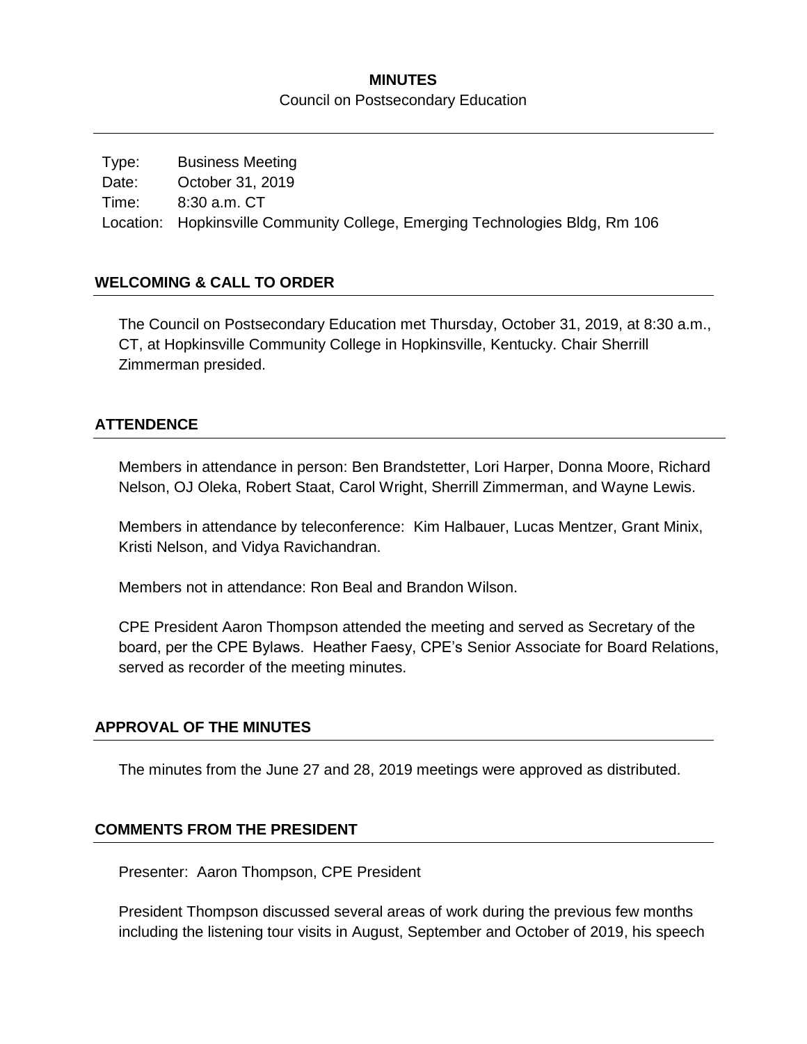**MINUTES**

Council on Postsecondary Education

Type: Business Meeting
Date: October 31, 2019
Time: 8:30 a.m. CT
Location: Hopkinsville Community College, Emerging Technologies Bldg, Rm 106

## WELCOMING & CALL TO ORDER

The Council on Postsecondary Education met Thursday, October 31, 2019, at 8:30 a.m., CT, at Hopkinsville Community College in Hopkinsville, Kentucky. Chair Sherrill Zimmerman presided.

## ATTENDENCE

Members in attendance in person: Ben Brandstetter, Lori Harper, Donna Moore, Richard Nelson, OJ Oleka, Robert Staat, Carol Wright, Sherrill Zimmerman, and Wayne Lewis.

Members in attendance by teleconference: Kim Halbauer, Lucas Mentzer, Grant Minix, Kristi Nelson, and Vidya Ravichandran.

Members not in attendance: Ron Beal and Brandon Wilson.

CPE President Aaron Thompson attended the meeting and served as Secretary of the board, per the CPE Bylaws. Heather Faesy, CPE's Senior Associate for Board Relations, served as recorder of the meeting minutes.

## APPROVAL OF THE MINUTES

The minutes from the June 27 and 28, 2019 meetings were approved as distributed.

## COMMENTS FROM THE PRESIDENT

Presenter: Aaron Thompson, CPE President

President Thompson discussed several areas of work during the previous few months including the listening tour visits in August, September and October of 2019, his speech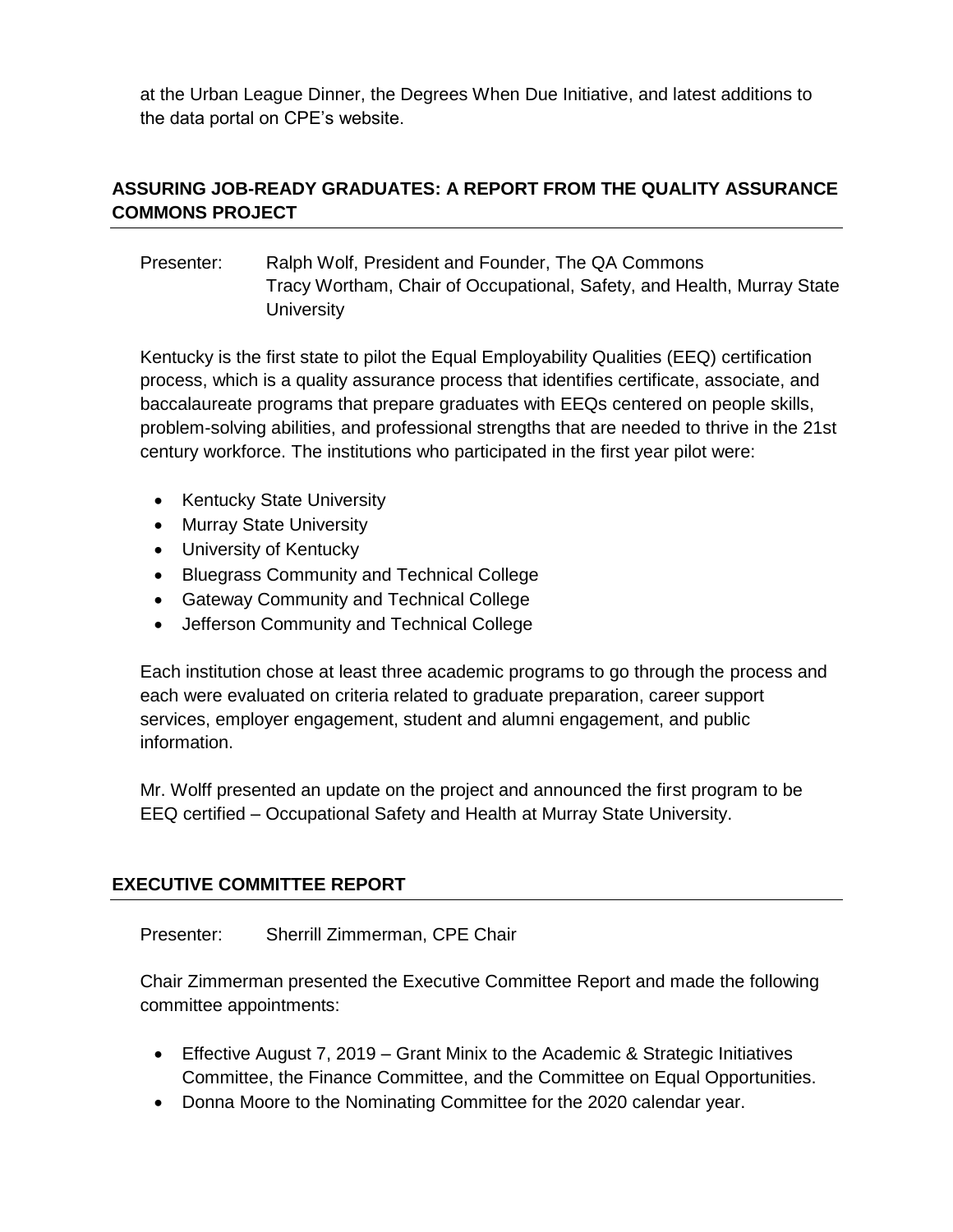at the Urban League Dinner, the Degrees When Due Initiative, and latest additions to the data portal on CPE's website.

## ASSURING JOB-READY GRADUATES: A REPORT FROM THE QUALITY ASSURANCE COMMONS PROJECT

Presenter: Ralph Wolf, President and Founder, The QA Commons
Tracy Wortham, Chair of Occupational, Safety, and Health, Murray State University

Kentucky is the first state to pilot the Equal Employability Qualities (EEQ) certification process, which is a quality assurance process that identifies certificate, associate, and baccalaureate programs that prepare graduates with EEQs centered on people skills, problem-solving abilities, and professional strengths that are needed to thrive in the 21st century workforce. The institutions who participated in the first year pilot were:

- Kentucky State University
- Murray State University
- University of Kentucky
- Bluegrass Community and Technical College
- Gateway Community and Technical College
- Jefferson Community and Technical College

Each institution chose at least three academic programs to go through the process and each were evaluated on criteria related to graduate preparation, career support services, employer engagement, student and alumni engagement, and public information.

Mr. Wolff presented an update on the project and announced the first program to be EEQ certified – Occupational Safety and Health at Murray State University.

## EXECUTIVE COMMITTEE REPORT

Presenter: Sherrill Zimmerman, CPE Chair

Chair Zimmerman presented the Executive Committee Report and made the following committee appointments:

- Effective August 7, 2019 – Grant Minix to the Academic & Strategic Initiatives Committee, the Finance Committee, and the Committee on Equal Opportunities.
- Donna Moore to the Nominating Committee for the 2020 calendar year.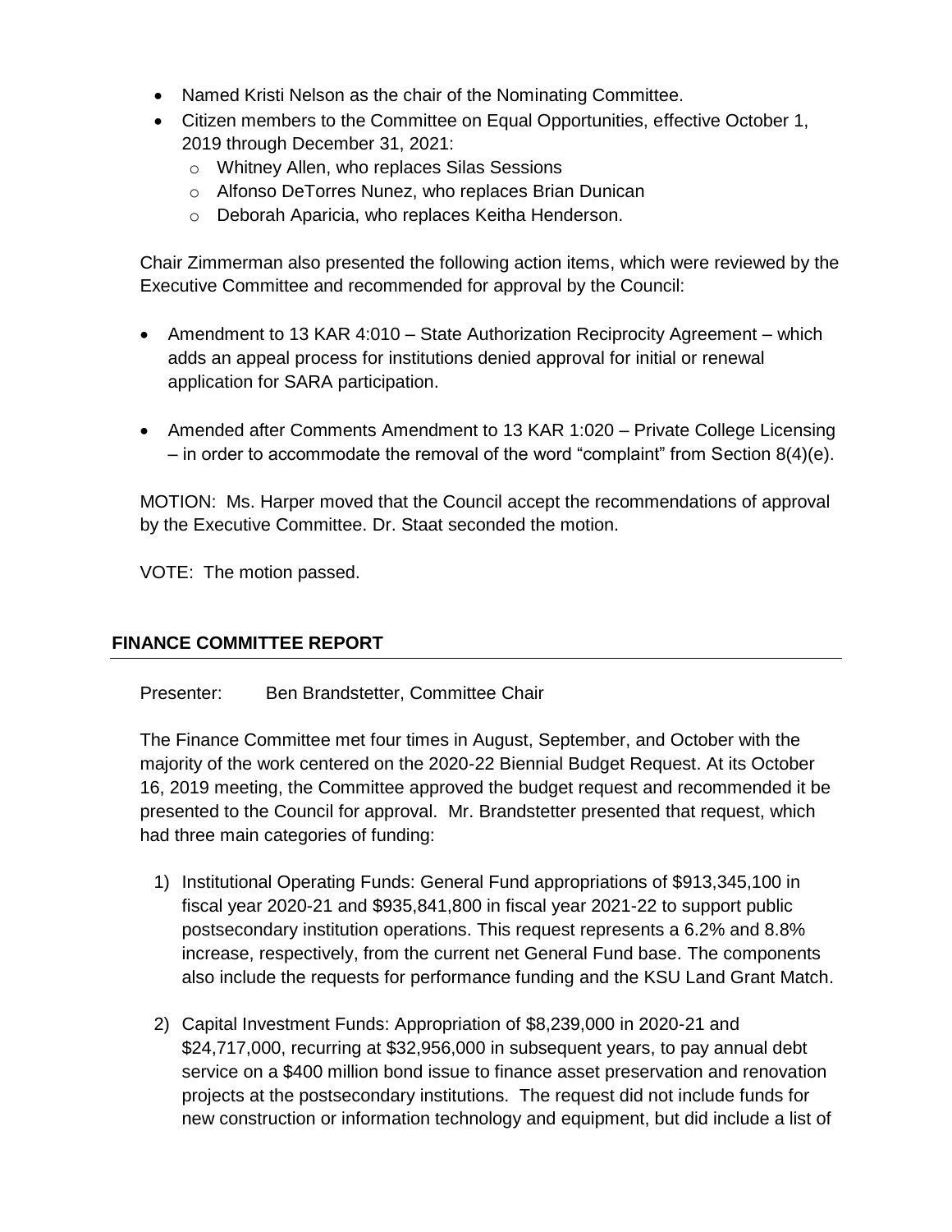- Named Kristi Nelson as the chair of the Nominating Committee.
- Citizen members to the Committee on Equal Opportunities, effective October 1, 2019 through December 31, 2021:
  - Whitney Allen, who replaces Silas Sessions
  - Alfonso DeTorres Nunez, who replaces Brian Dunican
  - Deborah Aparicia, who replaces Keitha Henderson.

Chair Zimmerman also presented the following action items, which were reviewed by the Executive Committee and recommended for approval by the Council:

- Amendment to 13 KAR 4:010 – State Authorization Reciprocity Agreement – which adds an appeal process for institutions denied approval for initial or renewal application for SARA participation.

- Amended after Comments Amendment to 13 KAR 1:020 – Private College Licensing – in order to accommodate the removal of the word "complaint" from Section 8(4)(e).

MOTION: Ms. Harper moved that the Council accept the recommendations of approval by the Executive Committee. Dr. Staat seconded the motion.

VOTE: The motion passed.

## FINANCE COMMITTEE REPORT

Presenter: Ben Brandstetter, Committee Chair

The Finance Committee met four times in August, September, and October with the majority of the work centered on the 2020-22 Biennial Budget Request. At its October 16, 2019 meeting, the Committee approved the budget request and recommended it be presented to the Council for approval. Mr. Brandstetter presented that request, which had three main categories of funding:

1) Institutional Operating Funds: General Fund appropriations of $913,345,100 in fiscal year 2020-21 and $935,841,800 in fiscal year 2021-22 to support public postsecondary institution operations. This request represents a 6.2% and 8.8% increase, respectively, from the current net General Fund base. The components also include the requests for performance funding and the KSU Land Grant Match.

2) Capital Investment Funds: Appropriation of $8,239,000 in 2020-21 and $24,717,000, recurring at $32,956,000 in subsequent years, to pay annual debt service on a $400 million bond issue to finance asset preservation and renovation projects at the postsecondary institutions. The request did not include funds for new construction or information technology and equipment, but did include a list of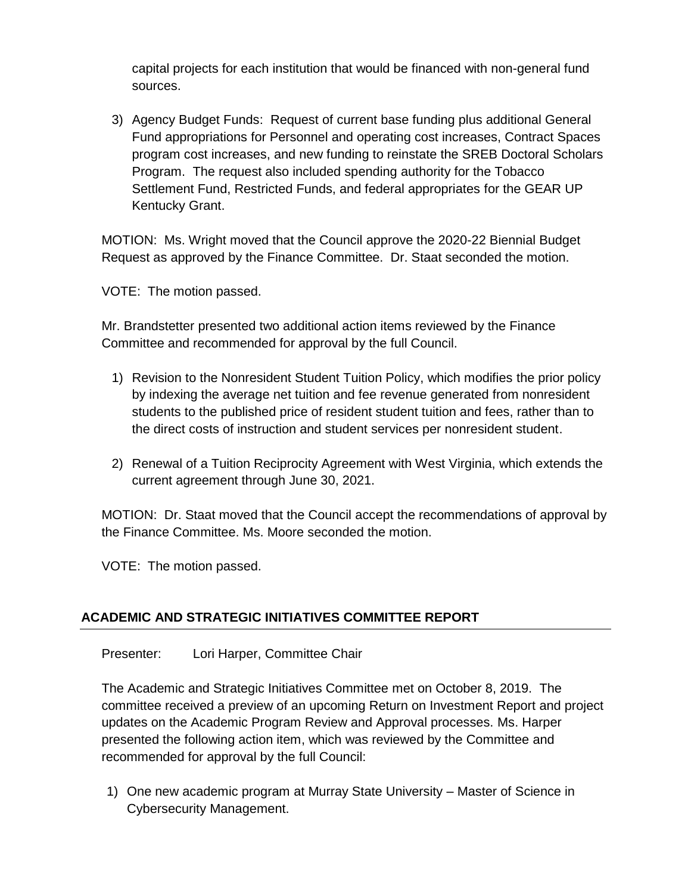capital projects for each institution that would be financed with non-general fund sources.

3) Agency Budget Funds: Request of current base funding plus additional General Fund appropriations for Personnel and operating cost increases, Contract Spaces program cost increases, and new funding to reinstate the SREB Doctoral Scholars Program. The request also included spending authority for the Tobacco Settlement Fund, Restricted Funds, and federal appropriates for the GEAR UP Kentucky Grant.

MOTION: Ms. Wright moved that the Council approve the 2020-22 Biennial Budget Request as approved by the Finance Committee. Dr. Staat seconded the motion.

VOTE: The motion passed.

Mr. Brandstetter presented two additional action items reviewed by the Finance Committee and recommended for approval by the full Council.

1) Revision to the Nonresident Student Tuition Policy, which modifies the prior policy by indexing the average net tuition and fee revenue generated from nonresident students to the published price of resident student tuition and fees, rather than to the direct costs of instruction and student services per nonresident student.

2) Renewal of a Tuition Reciprocity Agreement with West Virginia, which extends the current agreement through June 30, 2021.

MOTION: Dr. Staat moved that the Council accept the recommendations of approval by the Finance Committee. Ms. Moore seconded the motion.

VOTE: The motion passed.

## ACADEMIC AND STRATEGIC INITIATIVES COMMITTEE REPORT

Presenter: Lori Harper, Committee Chair

The Academic and Strategic Initiatives Committee met on October 8, 2019. The committee received a preview of an upcoming Return on Investment Report and project updates on the Academic Program Review and Approval processes. Ms. Harper presented the following action item, which was reviewed by the Committee and recommended for approval by the full Council:

1) One new academic program at Murray State University – Master of Science in Cybersecurity Management.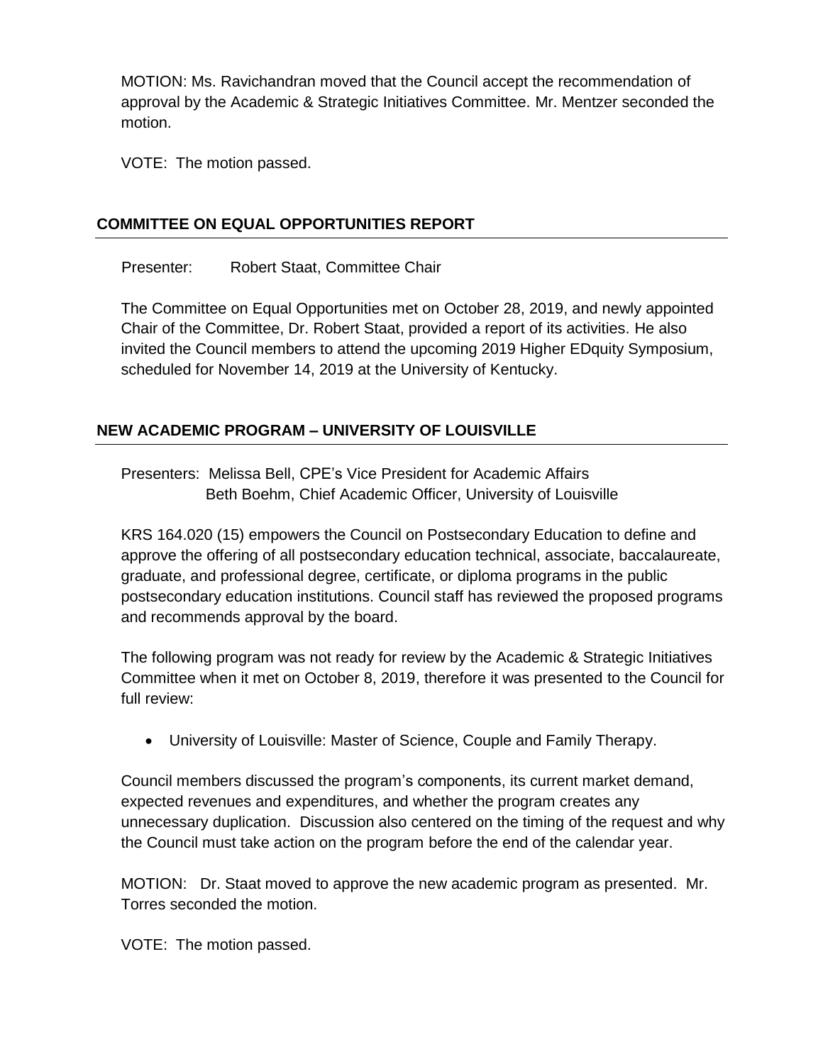MOTION: Ms. Ravichandran moved that the Council accept the recommendation of approval by the Academic & Strategic Initiatives Committee. Mr. Mentzer seconded the motion.

VOTE: The motion passed.

## COMMITTEE ON EQUAL OPPORTUNITIES REPORT

Presenter: Robert Staat, Committee Chair

The Committee on Equal Opportunities met on October 28, 2019, and newly appointed Chair of the Committee, Dr. Robert Staat, provided a report of its activities. He also invited the Council members to attend the upcoming 2019 Higher EDquity Symposium, scheduled for November 14, 2019 at the University of Kentucky.

## NEW ACADEMIC PROGRAM – UNIVERSITY OF LOUISVILLE

Presenters: Melissa Bell, CPE's Vice President for Academic Affairs
Beth Boehm, Chief Academic Officer, University of Louisville

KRS 164.020 (15) empowers the Council on Postsecondary Education to define and approve the offering of all postsecondary education technical, associate, baccalaureate, graduate, and professional degree, certificate, or diploma programs in the public postsecondary education institutions. Council staff has reviewed the proposed programs and recommends approval by the board.

The following program was not ready for review by the Academic & Strategic Initiatives Committee when it met on October 8, 2019, therefore it was presented to the Council for full review:

- University of Louisville: Master of Science, Couple and Family Therapy.

Council members discussed the program's components, its current market demand, expected revenues and expenditures, and whether the program creates any unnecessary duplication. Discussion also centered on the timing of the request and why the Council must take action on the program before the end of the calendar year.

MOTION: Dr. Staat moved to approve the new academic program as presented. Mr. Torres seconded the motion.

VOTE: The motion passed.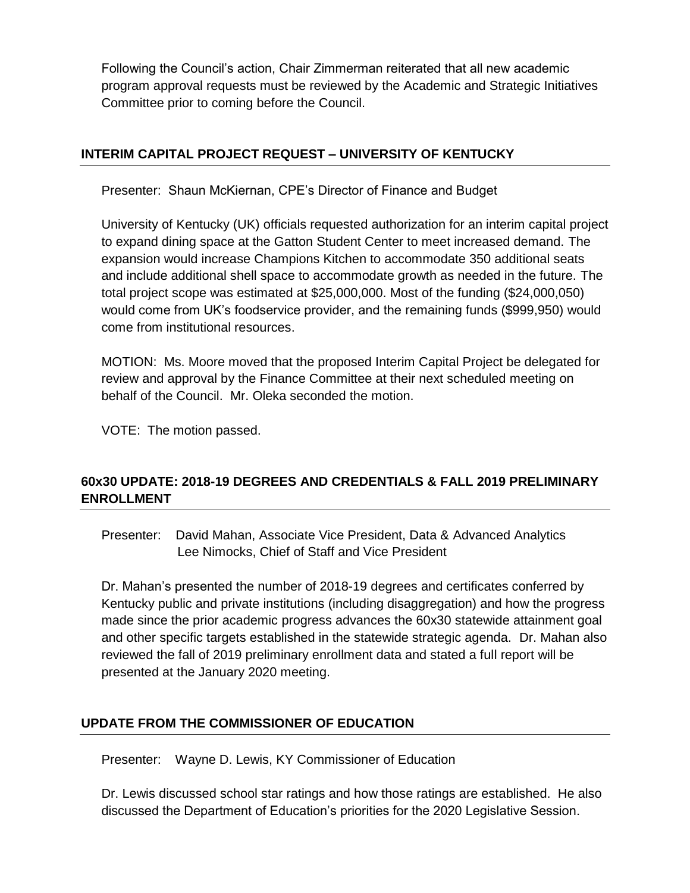Following the Council's action, Chair Zimmerman reiterated that all new academic program approval requests must be reviewed by the Academic and Strategic Initiatives Committee prior to coming before the Council.

## INTERIM CAPITAL PROJECT REQUEST – UNIVERSITY OF KENTUCKY

Presenter: Shaun McKiernan, CPE's Director of Finance and Budget

University of Kentucky (UK) officials requested authorization for an interim capital project to expand dining space at the Gatton Student Center to meet increased demand. The expansion would increase Champions Kitchen to accommodate 350 additional seats and include additional shell space to accommodate growth as needed in the future. The total project scope was estimated at $25,000,000. Most of the funding ($24,000,050) would come from UK's foodservice provider, and the remaining funds ($999,950) would come from institutional resources.

MOTION: Ms. Moore moved that the proposed Interim Capital Project be delegated for review and approval by the Finance Committee at their next scheduled meeting on behalf of the Council. Mr. Oleka seconded the motion.

VOTE: The motion passed.

## 60x30 UPDATE: 2018-19 DEGREES AND CREDENTIALS & FALL 2019 PRELIMINARY ENROLLMENT

Presenter: David Mahan, Associate Vice President, Data & Advanced Analytics
Lee Nimocks, Chief of Staff and Vice President

Dr. Mahan's presented the number of 2018-19 degrees and certificates conferred by Kentucky public and private institutions (including disaggregation) and how the progress made since the prior academic progress advances the 60x30 statewide attainment goal and other specific targets established in the statewide strategic agenda. Dr. Mahan also reviewed the fall of 2019 preliminary enrollment data and stated a full report will be presented at the January 2020 meeting.

## UPDATE FROM THE COMMISSIONER OF EDUCATION

Presenter: Wayne D. Lewis, KY Commissioner of Education

Dr. Lewis discussed school star ratings and how those ratings are established. He also discussed the Department of Education's priorities for the 2020 Legislative Session.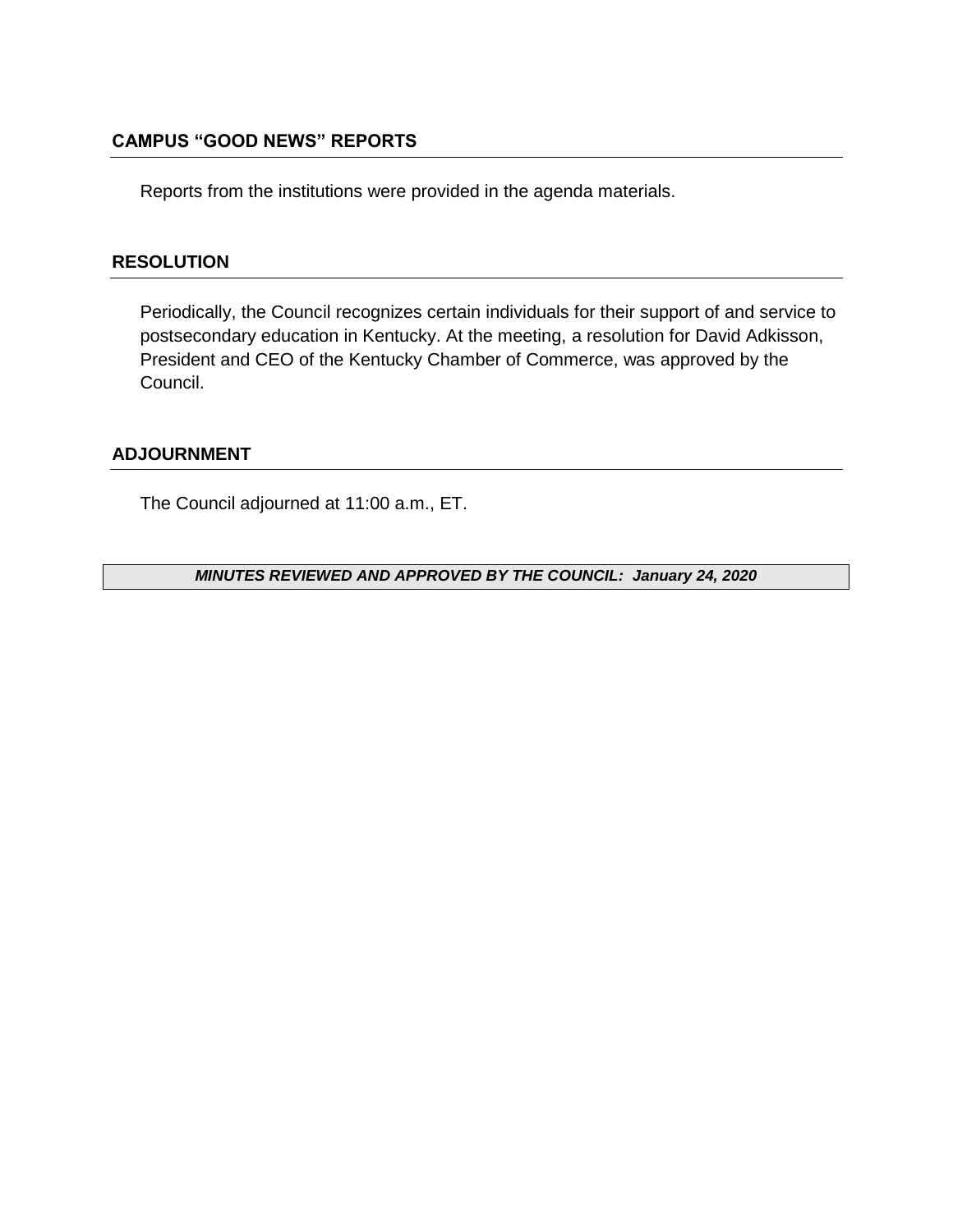## CAMPUS "GOOD NEWS" REPORTS

Reports from the institutions were provided in the agenda materials.

## RESOLUTION

Periodically, the Council recognizes certain individuals for their support of and service to postsecondary education in Kentucky. At the meeting, a resolution for David Adkisson, President and CEO of the Kentucky Chamber of Commerce, was approved by the Council.

## ADJOURNMENT

The Council adjourned at 11:00 a.m., ET.

***MINUTES REVIEWED AND APPROVED BY THE COUNCIL: January 24, 2020***